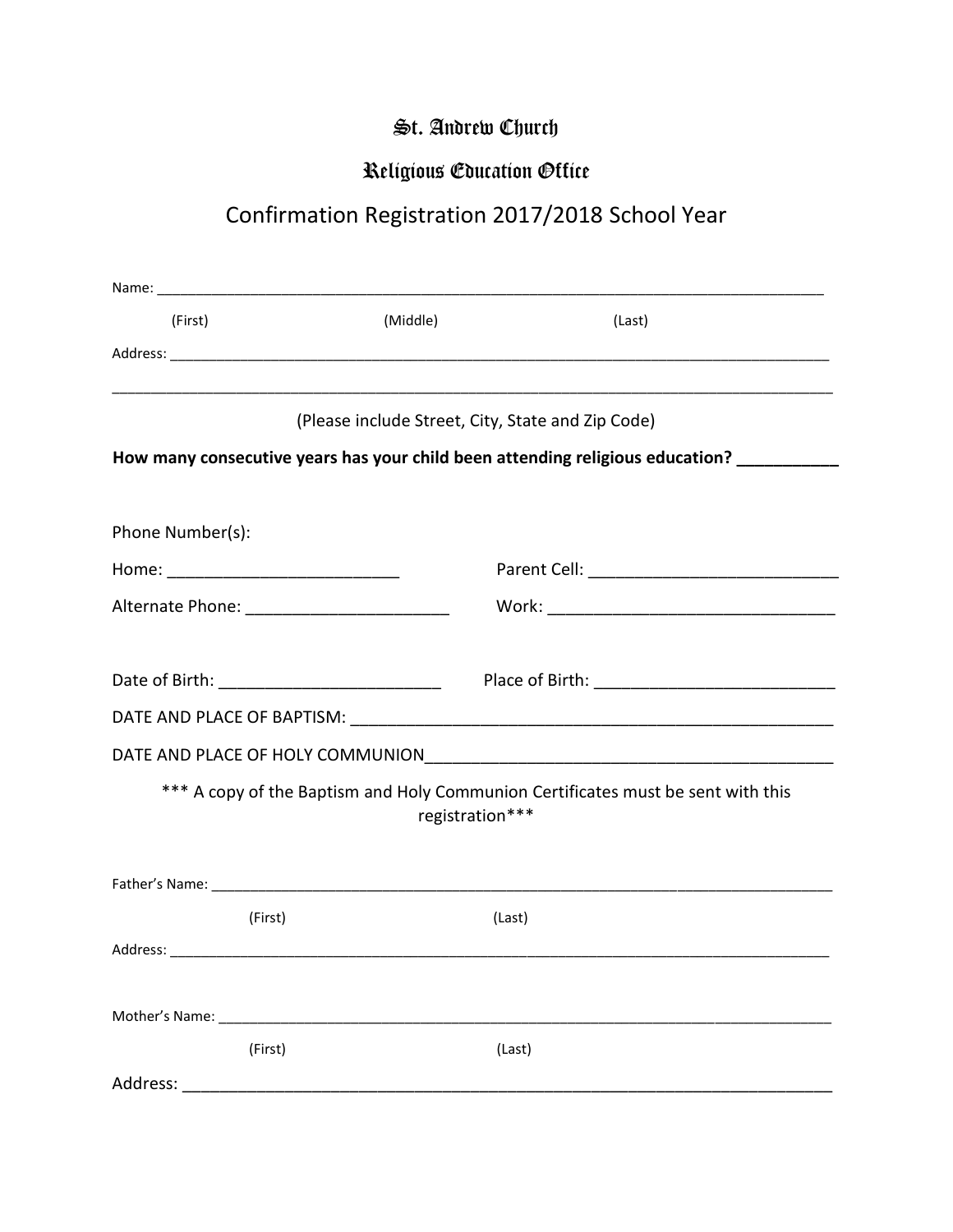# St. Andrew Church

## Religious Education Office

## Confirmation Registration 2017/2018 School Year

Name: ___________________________________________________________________________________

(First) (Middle) (Last)

Address: _________________________________________________________________________________

__________________________________________________________________________________________

(Please include Street, City, State and Zip Code)

**How many consecutive years has your child been attending religious education? ___________**

Phone Number(s):

Home: _________________________ Parent Cell: ___________________________

Alternate Phone: ______________________ Work: _______________________________

Date of Birth: ________________________ Place of Birth: __________________________

DATE AND PLACE OF BAPTISM: _____________________________________________________

DATE AND PLACE OF HOLY COMMUNION______________________________________________

*** A copy of the Baptism and Holy Communion Certificates must be sent with this registration***

Father's Name: ____________________________________________________________________________

(First) (Last)

Address: _________________________________________________________________________________

Mother's Name: ____________________________________________________________________________

(First) (Last)

Address: _________________________________________________________________________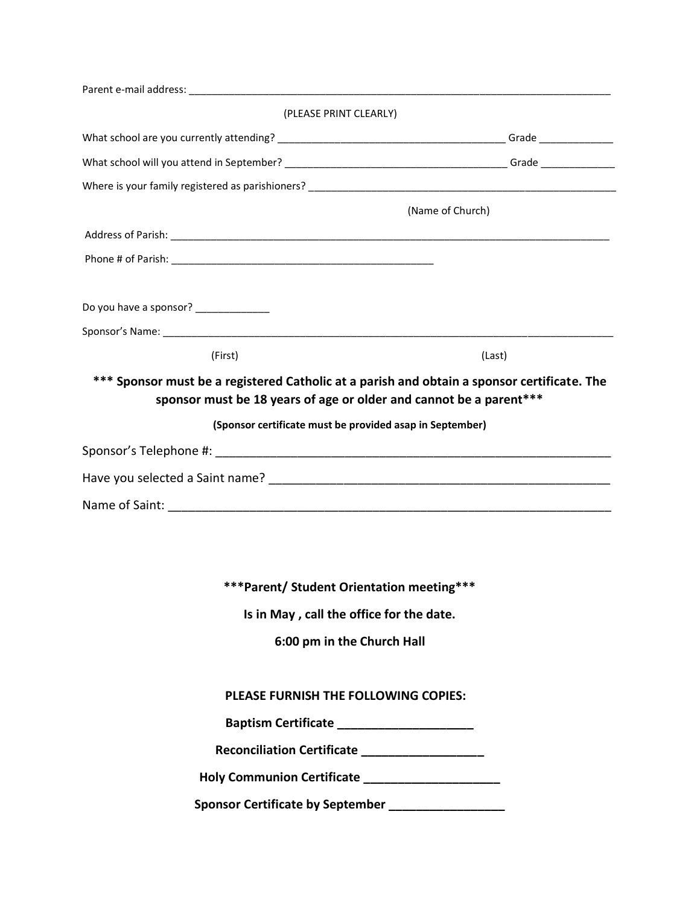Parent e-mail address: ______________________________________________________________________________

(PLEASE PRINT CLEARLY)

What school are you currently attending? ________________________________________ Grade _____________

What school will you attend in September? ______________________________________ Grade _____________

Where is your family registered as parishioners? _________________________________________________________

(Name of Church)

Address of Parish: __________________________________________________________________________________

Phone # of Parish: ________________________________________________

Do you have a sponsor? _____________

Sponsor's Name: ______________________________________________________________________________________

(First) (Last)

**\*\*\* Sponsor must be a registered Catholic at a parish and obtain a sponsor certificate. The sponsor must be 18 years of age or older and cannot be a parent\*\*\***

**(Sponsor certificate must be provided asap in September)**

Sponsor's Telephone #: _______________________________________________________________

Have you selected a Saint name? _____________________________________________________

Name of Saint: _____________________________________________________________________

**\*\*\*Parent/ Student Orientation meeting\*\*\***

**Is in May , call the office for the date.**

**6:00 pm in the Church Hall**

**PLEASE FURNISH THE FOLLOWING COPIES:**

**Baptism Certificate ____________________**

**Reconciliation Certificate __________________**

**Holy Communion Certificate ____________________**

**Sponsor Certificate by September _________________**